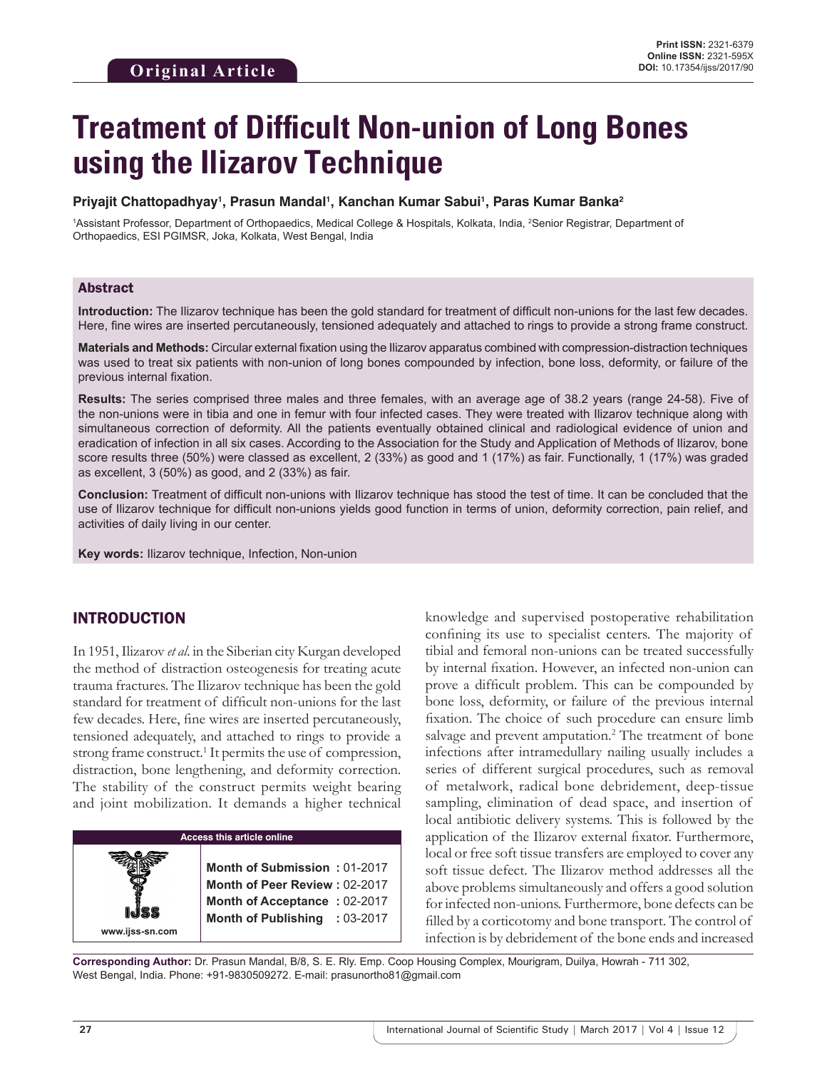Original Article

Print ISSN: 2321-6379
Online ISSN: 2321-595X
DOI: 10.17354/ijss/2017/90

# Treatment of Difficult Non-union of Long Bones using the Ilizarov Technique

**Priyajit Chattopadhyay[1], Prasun Mandal[1], Kanchan Kumar Sabui[1], Paras Kumar Banka[2]**

[1]Assistant Professor, Department of Orthopaedics, Medical College & Hospitals, Kolkata, India, [2]Senior Registrar, Department of Orthopaedics, ESI PGIMSR, Joka, Kolkata, West Bengal, India

## Abstract

**Introduction:** The Ilizarov technique has been the gold standard for treatment of difficult non-unions for the last few decades. Here, fine wires are inserted percutaneously, tensioned adequately and attached to rings to provide a strong frame construct.

**Materials and Methods:** Circular external fixation using the Ilizarov apparatus combined with compression-distraction techniques was used to treat six patients with non-union of long bones compounded by infection, bone loss, deformity, or failure of the previous internal fixation.

**Results:** The series comprised three males and three females, with an average age of 38.2 years (range 24-58). Five of the non-unions were in tibia and one in femur with four infected cases. They were treated with Ilizarov technique along with simultaneous correction of deformity. All the patients eventually obtained clinical and radiological evidence of union and eradication of infection in all six cases. According to the Association for the Study and Application of Methods of Ilizarov, bone score results three (50%) were classed as excellent, 2 (33%) as good and 1 (17%) as fair. Functionally, 1 (17%) was graded as excellent, 3 (50%) as good, and 2 (33%) as fair.

**Conclusion:** Treatment of difficult non-unions with Ilizarov technique has stood the test of time. It can be concluded that the use of Ilizarov technique for difficult non-unions yields good function in terms of union, deformity correction, pain relief, and activities of daily living in our center.

**Key words:** Ilizarov technique, Infection, Non-union

## INTRODUCTION

In 1951, Ilizarov *et al*. in the Siberian city Kurgan developed the method of distraction osteogenesis for treating acute trauma fractures. The Ilizarov technique has been the gold standard for treatment of difficult non-unions for the last few decades. Here, fine wires are inserted percutaneously, tensioned adequately, and attached to rings to provide a strong frame construct.[1] It permits the use of compression, distraction, bone lengthening, and deformity correction. The stability of the construct permits weight bearing and joint mobilization. It demands a higher technical knowledge and supervised postoperative rehabilitation confining its use to specialist centers. The majority of tibial and femoral non-unions can be treated successfully by internal fixation. However, an infected non-union can prove a difficult problem. This can be compounded by bone loss, deformity, or failure of the previous internal fixation. The choice of such procedure can ensure limb salvage and prevent amputation.[2] The treatment of bone infections after intramedullary nailing usually includes a series of different surgical procedures, such as removal of metalwork, radical bone debridement, deep-tissue sampling, elimination of dead space, and insertion of local antibiotic delivery systems. This is followed by the application of the Ilizarov external fixator. Furthermore, local or free soft tissue transfers are employed to cover any soft tissue defect. The Ilizarov method addresses all the above problems simultaneously and offers a good solution for infected non-unions. Furthermore, bone defects can be filled by a corticotomy and bone transport. The control of infection is by debridement of the bone ends and increased

| Access this article online | |
|---|---|
| www.ijss-sn.com | **Month of Submission :** 01-2017 |
| | **Month of Peer Review :** 02-2017 |
| | **Month of Acceptance :** 02-2017 |
| | **Month of Publishing :** 03-2017 |

**Corresponding Author:** Dr. Prasun Mandal, B/8, S. E. Rly. Emp. Coop Housing Complex, Mourigram, Duilya, Howrah - 711 302, West Bengal, India. Phone: +91-9830509272. E-mail: prasunortho81@gmail.com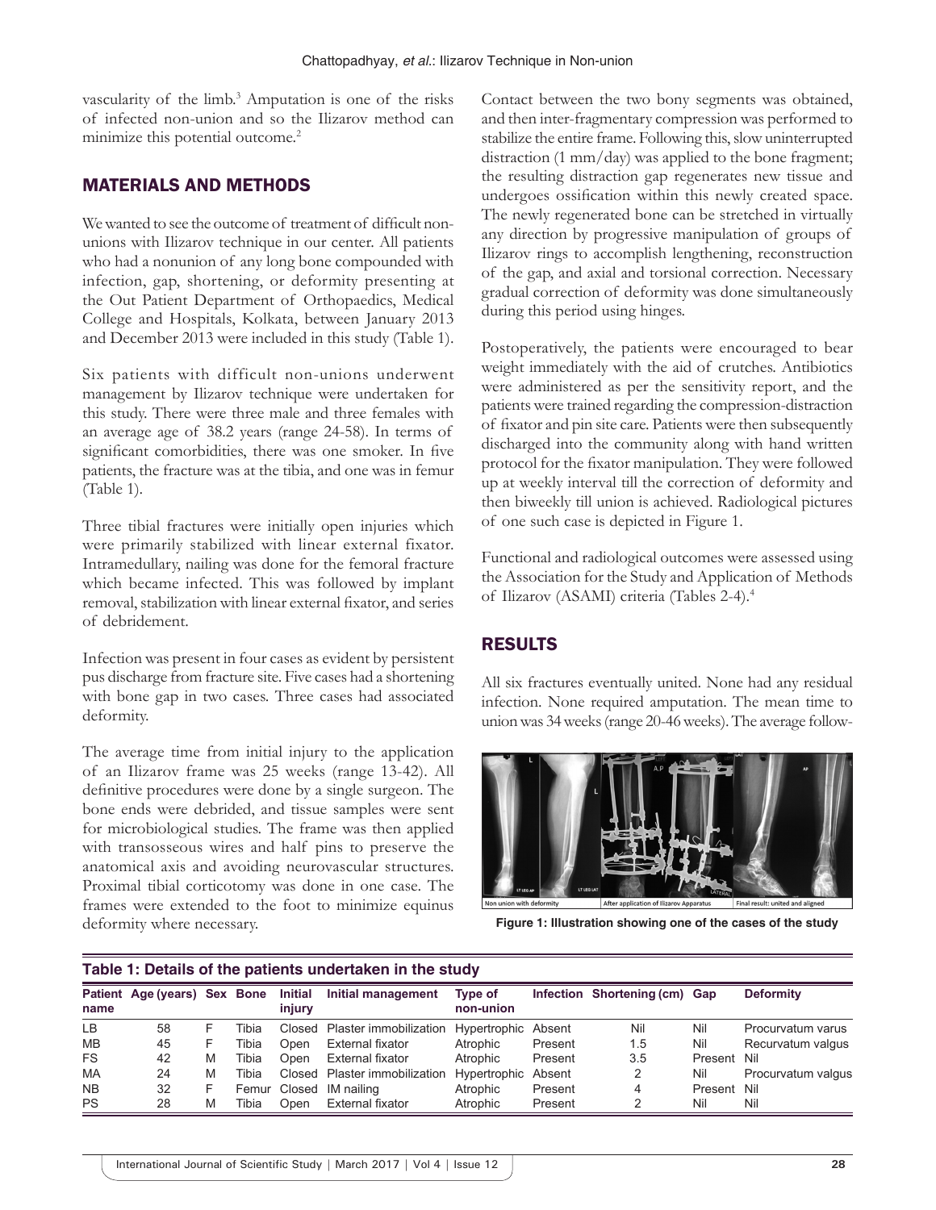vascularity of the limb.[3] Amputation is one of the risks of infected non-union and so the Ilizarov method can minimize this potential outcome.[2]

## MATERIALS AND METHODS

We wanted to see the outcome of treatment of difficult non-unions with Ilizarov technique in our center. All patients who had a nonunion of any long bone compounded with infection, gap, shortening, or deformity presenting at the Out Patient Department of Orthopaedics, Medical College and Hospitals, Kolkata, between January 2013 and December 2013 were included in this study (Table 1).

Six patients with difficult non-unions underwent management by Ilizarov technique were undertaken for this study. There were three male and three females with an average age of 38.2 years (range 24-58). In terms of significant comorbidities, there was one smoker. In five patients, the fracture was at the tibia, and one was in femur (Table 1).

Three tibial fractures were initially open injuries which were primarily stabilized with linear external fixator. Intramedullary, nailing was done for the femoral fracture which became infected. This was followed by implant removal, stabilization with linear external fixator, and series of debridement.

Infection was present in four cases as evident by persistent pus discharge from fracture site. Five cases had a shortening with bone gap in two cases. Three cases had associated deformity.

The average time from initial injury to the application of an Ilizarov frame was 25 weeks (range 13-42). All definitive procedures were done by a single surgeon. The bone ends were debrided, and tissue samples were sent for microbiological studies. The frame was then applied with transosseous wires and half pins to preserve the anatomical axis and avoiding neurovascular structures. Proximal tibial corticotomy was done in one case. The frames were extended to the foot to minimize equinus deformity where necessary.

Contact between the two bony segments was obtained, and then inter-fragmentary compression was performed to stabilize the entire frame. Following this, slow uninterrupted distraction (1 mm/day) was applied to the bone fragment; the resulting distraction gap regenerates new tissue and undergoes ossification within this newly created space. The newly regenerated bone can be stretched in virtually any direction by progressive manipulation of groups of Ilizarov rings to accomplish lengthening, reconstruction of the gap, and axial and torsional correction. Necessary gradual correction of deformity was done simultaneously during this period using hinges.

Postoperatively, the patients were encouraged to bear weight immediately with the aid of crutches. Antibiotics were administered as per the sensitivity report, and the patients were trained regarding the compression-distraction of fixator and pin site care. Patients were then subsequently discharged into the community along with hand written protocol for the fixator manipulation. They were followed up at weekly interval till the correction of deformity and then biweekly till union is achieved. Radiological pictures of one such case is depicted in Figure 1.

Functional and radiological outcomes were assessed using the Association for the Study and Application of Methods of Ilizarov (ASAMI) criteria (Tables 2-4).[4]

## RESULTS

All six fractures eventually united. None had any residual infection. None required amputation. The mean time to union was 34 weeks (range 20-46 weeks). The average follow-

Non union with deformity | After application of Ilizarov Apparatus | Final result: united and aligned

**Figure 1: Illustration showing one of the cases of the study**

**Table 1: Details of the patients undertaken in the study**

| Patient name | Age (years) | Sex | Bone | Initial injury | Initial management | Type of non-union | Infection | Shortening (cm) | Gap | Deformity |
|---|---|---|---|---|---|---|---|---|---|---|
| LB | 58 | F | Tibia | Closed | Plaster immobilization | Hypertrophic | Absent | Nil | Nil | Procurvatum varus |
| MB | 45 | F | Tibia | Open | External fixator | Atrophic | Present | 1.5 | Nil | Recurvatum valgus |
| FS | 42 | M | Tibia | Open | External fixator | Atrophic | Present | 3.5 | Present | Nil |
| MA | 24 | M | Tibia | Closed | Plaster immobilization | Hypertrophic | Absent | 2 | Nil | Procurvatum valgus |
| NB | 32 | F | Femur | Closed | IM nailing | Atrophic | Present | 4 | Present | Nil |
| PS | 28 | M | Tibia | Open | External fixator | Atrophic | Present | 2 | Nil | Nil |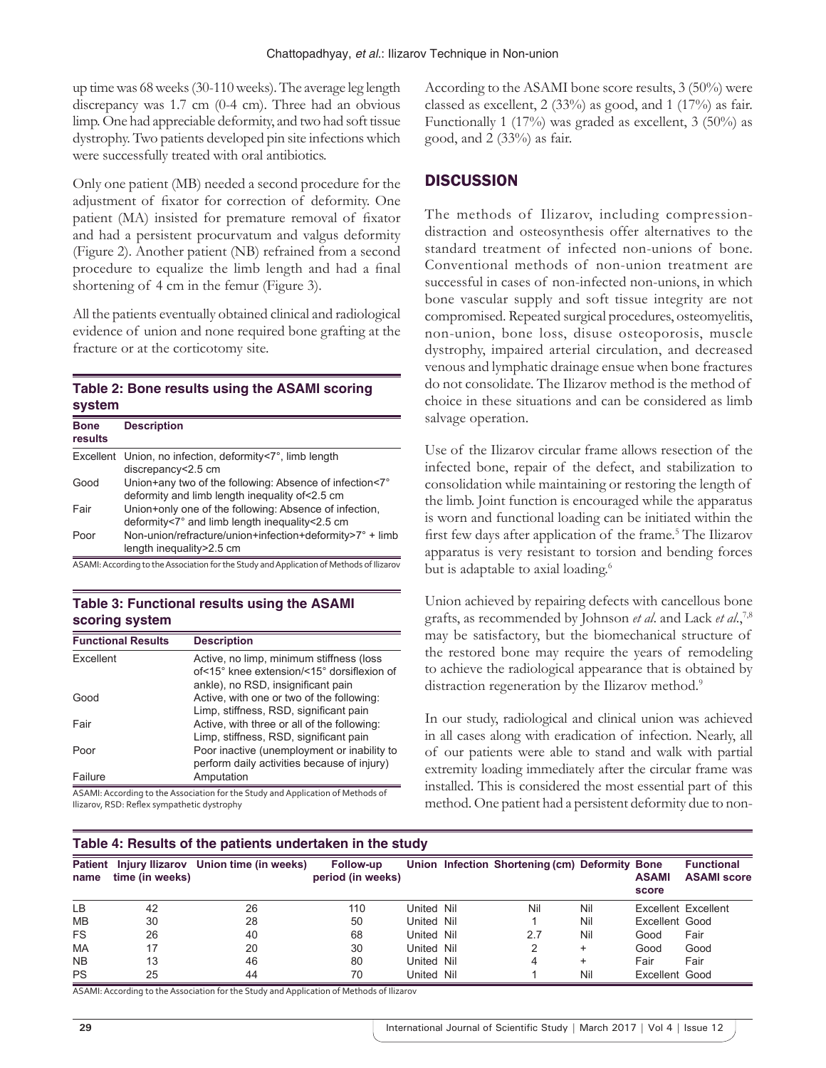up time was 68 weeks (30-110 weeks). The average leg length discrepancy was 1.7 cm (0-4 cm). Three had an obvious limp. One had appreciable deformity, and two had soft tissue dystrophy. Two patients developed pin site infections which were successfully treated with oral antibiotics.

Only one patient (MB) needed a second procedure for the adjustment of fixator for correction of deformity. One patient (MA) insisted for premature removal of fixator and had a persistent procurvatum and valgus deformity (Figure 2). Another patient (NB) refrained from a second procedure to equalize the limb length and had a final shortening of 4 cm in the femur (Figure 3).

All the patients eventually obtained clinical and radiological evidence of union and none required bone grafting at the fracture or at the corticotomy site.

**Table 2: Bone results using the ASAMI scoring system**

| Bone results | Description |
|---|---|
| Excellent | Union, no infection, deformity<7°, limb length discrepancy<2.5 cm |
| Good | Union+any two of the following: Absence of infection<7° deformity and limb length inequality of<2.5 cm |
| Fair | Union+only one of the following: Absence of infection, deformity<7° and limb length inequality<2.5 cm |
| Poor | Non-union/refracture/union+infection+deformity>7° + limb length inequality>2.5 cm |

ASAMI: According to the Association for the Study and Application of Methods of Ilizarov

**Table 3: Functional results using the ASAMI scoring system**

| Functional Results | Description |
|---|---|
| Excellent | Active, no limp, minimum stiffness (loss of<15° knee extension/<15° dorsiflexion of ankle), no RSD, insignificant pain |
| Good | Active, with one or two of the following: Limp, stiffness, RSD, significant pain |
| Fair | Active, with three or all of the following: Limp, stiffness, RSD, significant pain |
| Poor | Poor inactive (unemployment or inability to perform daily activities because of injury) |
| Failure | Amputation |

ASAMI: According to the Association for the Study and Application of Methods of Ilizarov, RSD: Reflex sympathetic dystrophy

According to the ASAMI bone score results, 3 (50%) were classed as excellent, 2 (33%) as good, and 1 (17%) as fair. Functionally 1 (17%) was graded as excellent, 3 (50%) as good, and 2 (33%) as fair.

## DISCUSSION

The methods of Ilizarov, including compression-distraction and osteosynthesis offer alternatives to the standard treatment of infected non-unions of bone. Conventional methods of non-union treatment are successful in cases of non-infected non-unions, in which bone vascular supply and soft tissue integrity are not compromised. Repeated surgical procedures, osteomyelitis, non-union, bone loss, disuse osteoporosis, muscle dystrophy, impaired arterial circulation, and decreased venous and lymphatic drainage ensue when bone fractures do not consolidate. The Ilizarov method is the method of choice in these situations and can be considered as limb salvage operation.

Use of the Ilizarov circular frame allows resection of the infected bone, repair of the defect, and stabilization to consolidation while maintaining or restoring the length of the limb. Joint function is encouraged while the apparatus is worn and functional loading can be initiated within the first few days after application of the frame.[5] The Ilizarov apparatus is very resistant to torsion and bending forces but is adaptable to axial loading.[6]

Union achieved by repairing defects with cancellous bone grafts, as recommended by Johnson *et al*. and Lack *et al*.,[7,8] may be satisfactory, but the biomechanical structure of the restored bone may require the years of remodeling to achieve the radiological appearance that is obtained by distraction regeneration by the Ilizarov method.[9]

In our study, radiological and clinical union was achieved in all cases along with eradication of infection. Nearly, all of our patients were able to stand and walk with partial extremity loading immediately after the circular frame was installed. This is considered the most essential part of this method. One patient had a persistent deformity due to non-

**Table 4: Results of the patients undertaken in the study**

| Patient name | Injury Ilizarov time (in weeks) | Union time (in weeks) | Follow-up period (in weeks) | Union | Infection | Shortening (cm) | Deformity | Bone ASAMI score | Functional ASAMI score |
|---|---|---|---|---|---|---|---|---|---|
| LB | 42 | 26 | 110 | United | Nil | Nil | Nil | Excellent | Excellent |
| MB | 30 | 28 | 50 | United | Nil | 1 | Nil | Excellent | Good |
| FS | 26 | 40 | 68 | United | Nil | 2.7 | Nil | Good | Fair |
| MA | 17 | 20 | 30 | United | Nil | 2 | + | Good | Good |
| NB | 13 | 46 | 80 | United | Nil | 4 | + | Fair | Fair |
| PS | 25 | 44 | 70 | United | Nil | 1 | Nil | Excellent | Good |

ASAMI: According to the Association for the Study and Application of Methods of Ilizarov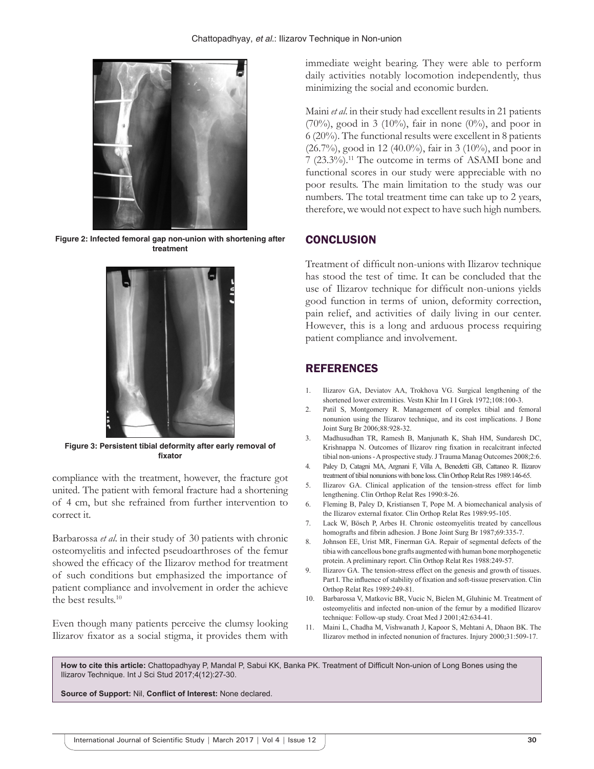Figure 2: Infected femoral gap non-union with shortening after treatment

Figure 3: Persistent tibial deformity after early removal of fixator

compliance with the treatment, however, the fracture got united. The patient with femoral fracture had a shortening of 4 cm, but she refrained from further intervention to correct it.

Barbarossa *et al*. in their study of 30 patients with chronic osteomyelitis and infected pseudoarthroses of the femur showed the efficacy of the Ilizarov method for treatment of such conditions but emphasized the importance of patient compliance and involvement in order the achieve the best results.[10]

Even though many patients perceive the clumsy looking Ilizarov fixator as a social stigma, it provides them with immediate weight bearing. They were able to perform daily activities notably locomotion independently, thus minimizing the social and economic burden.

Maini *et al*. in their study had excellent results in 21 patients (70%), good in 3 (10%), fair in none (0%), and poor in 6 (20%). The functional results were excellent in 8 patients (26.7%), good in 12 (40.0%), fair in 3 (10%), and poor in 7 (23.3%).[11] The outcome in terms of ASAMI bone and functional scores in our study were appreciable with no poor results. The main limitation to the study was our numbers. The total treatment time can take up to 2 years, therefore, we would not expect to have such high numbers.

## CONCLUSION

Treatment of difficult non-unions with Ilizarov technique has stood the test of time. It can be concluded that the use of Ilizarov technique for difficult non-unions yields good function in terms of union, deformity correction, pain relief, and activities of daily living in our center. However, this is a long and arduous process requiring patient compliance and involvement.

## REFERENCES

1. Ilizarov GA, Deviatov AA, Trokhova VG. Surgical lengthening of the shortened lower extremities. Vestn Khir Im I I Grek 1972;108:100-3.
2. Patil S, Montgomery R. Management of complex tibial and femoral nonunion using the Ilizarov technique, and its cost implications. J Bone Joint Surg Br 2006;88:928-32.
3. Madhusudhan TR, Ramesh B, Manjunath K, Shah HM, Sundaresh DC, Krishnappa N. Outcomes of Ilizarov ring fixation in recalcitrant infected tibial non-unions - A prospective study. J Trauma Manag Outcomes 2008;2:6.
4. Paley D, Catagni MA, Argnani F, Villa A, Benedetti GB, Cattaneo R. Ilizarov treatment of tibial nonunions with bone loss. Clin Orthop Relat Res 1989:146-65.
5. Ilizarov GA. Clinical application of the tension-stress effect for limb lengthening. Clin Orthop Relat Res 1990:8-26.
6. Fleming B, Paley D, Kristiansen T, Pope M. A biomechanical analysis of the Ilizarov external fixator. Clin Orthop Relat Res 1989:95-105.
7. Lack W, Bösch P, Arbes H. Chronic osteomyelitis treated by cancellous homografts and fibrin adhesion. J Bone Joint Surg Br 1987;69:335-7.
8. Johnson EE, Urist MR, Finerman GA. Repair of segmental defects of the tibia with cancellous bone grafts augmented with human bone morphogenetic protein. A preliminary report. Clin Orthop Relat Res 1988:249-57.
9. Ilizarov GA. The tension-stress effect on the genesis and growth of tissues. Part I. The influence of stability of fixation and soft-tissue preservation. Clin Orthop Relat Res 1989:249-81.
10. Barbarossa V, Matkovic BR, Vucic N, Bielen M, Gluhinic M. Treatment of osteomyelitis and infected non-union of the femur by a modified Ilizarov technique: Follow-up study. Croat Med J 2001;42:634-41.
11. Maini L, Chadha M, Vishwanath J, Kapoor S, Mehtani A, Dhaon BK. The Ilizarov method in infected nonunion of fractures. Injury 2000;31:509-17.

**How to cite this article:** Chattopadhyay P, Mandal P, Sabui KK, Banka PK. Treatment of Difficult Non-union of Long Bones using the Ilizarov Technique. Int J Sci Stud 2017;4(12):27-30.

**Source of Support:** Nil, **Conflict of Interest:** None declared.